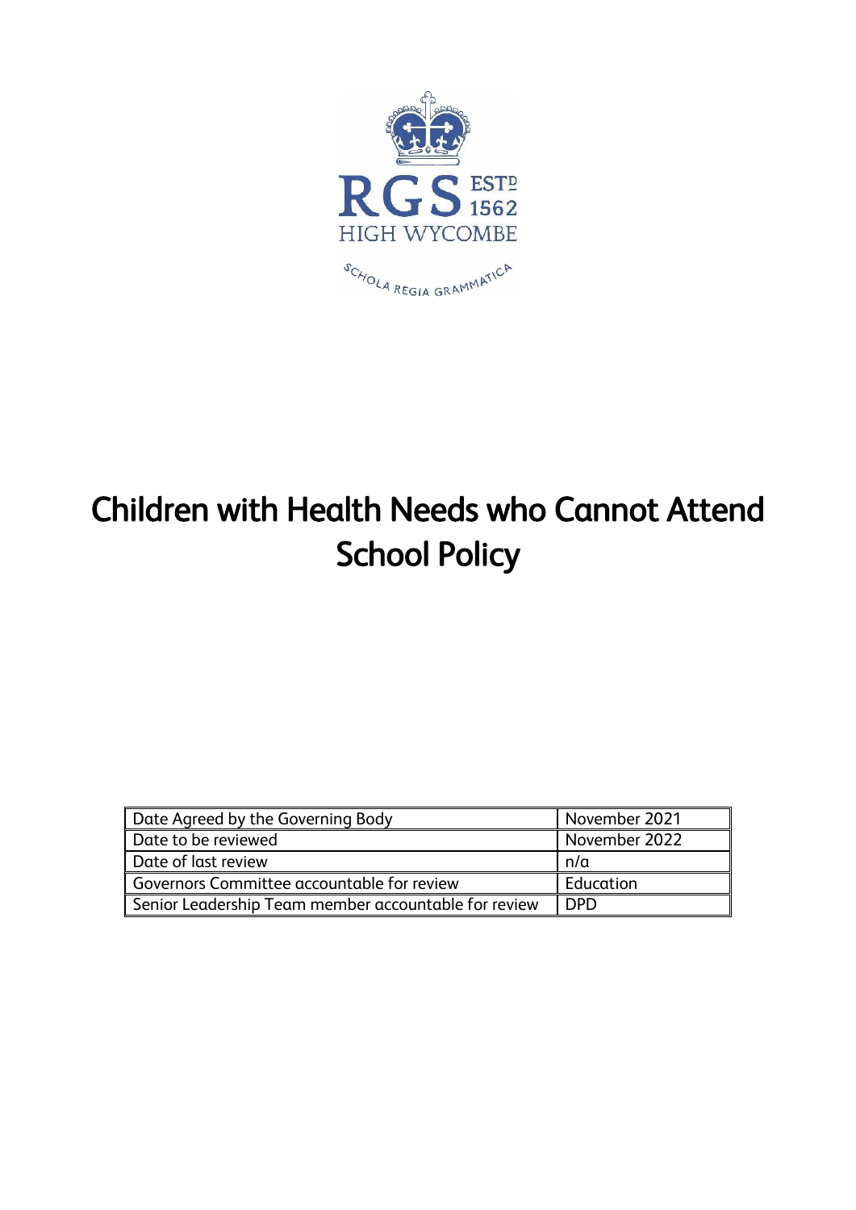RGS ESTD 1562
HIGH WYCOMBE

SCHOLA REGIA GRAMMATICA

# Children with Health Needs who Cannot Attend School Policy

| | |
|---|---|
| Date Agreed by the Governing Body | November 2021 |
| Date to be reviewed | November 2022 |
| Date of last review | n/a |
| Governors Committee accountable for review | Education |
| Senior Leadership Team member accountable for review | DPD |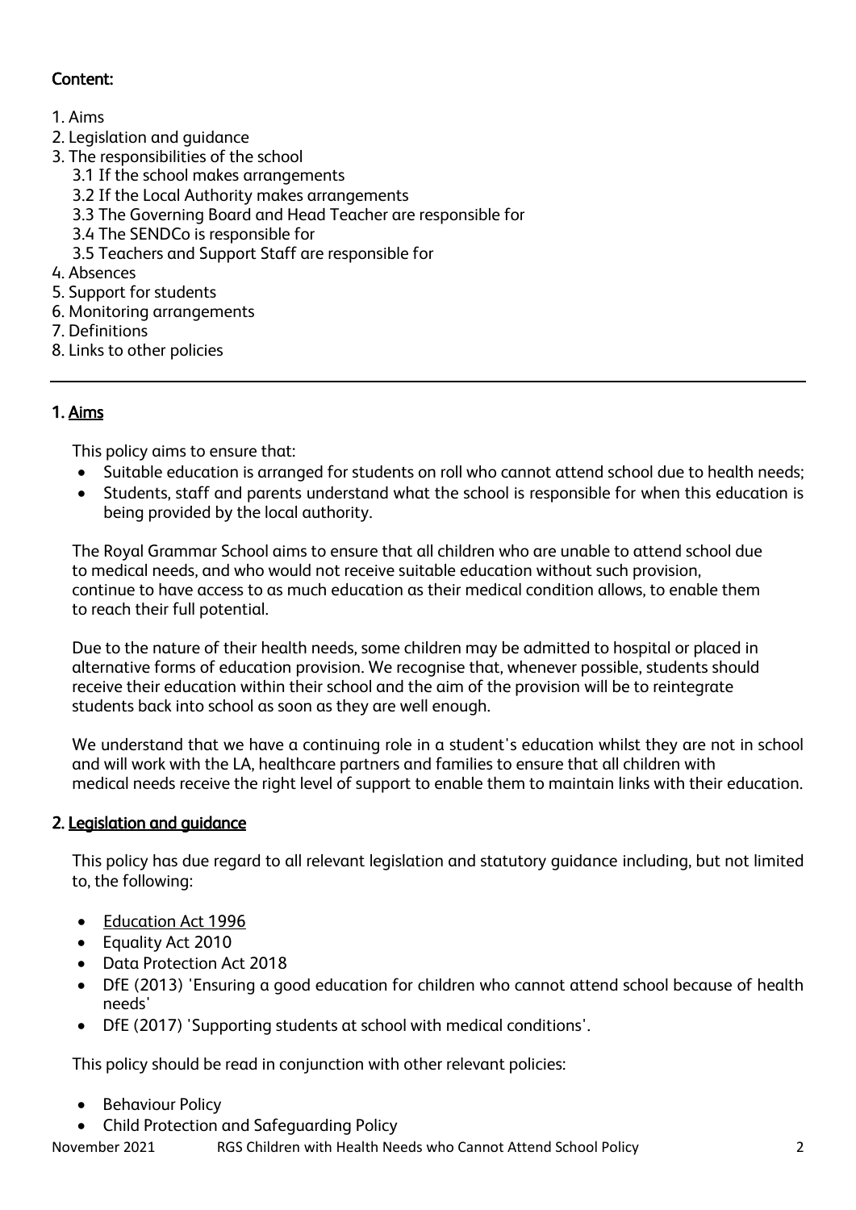**Content:**

1. Aims
2. Legislation and guidance
3. The responsibilities of the school
   3.1 If the school makes arrangements
   3.2 If the Local Authority makes arrangements
   3.3 The Governing Board and Head Teacher are responsible for
   3.4 The SENDCo is responsible for
   3.5 Teachers and Support Staff are responsible for
4. Absences
5. Support for students
6. Monitoring arrangements
7. Definitions
8. Links to other policies

---

## 1. Aims

This policy aims to ensure that:

- Suitable education is arranged for students on roll who cannot attend school due to health needs;
- Students, staff and parents understand what the school is responsible for when this education is being provided by the local authority.

The Royal Grammar School aims to ensure that all children who are unable to attend school due to medical needs, and who would not receive suitable education without such provision, continue to have access to as much education as their medical condition allows, to enable them to reach their full potential.

Due to the nature of their health needs, some children may be admitted to hospital or placed in alternative forms of education provision. We recognise that, whenever possible, students should receive their education within their school and the aim of the provision will be to reintegrate students back into school as soon as they are well enough.

We understand that we have a continuing role in a student's education whilst they are not in school and will work with the LA, healthcare partners and families to ensure that all children with medical needs receive the right level of support to enable them to maintain links with their education.

## 2. Legislation and guidance

This policy has due regard to all relevant legislation and statutory guidance including, but not limited to, the following:

- Education Act 1996
- Equality Act 2010
- Data Protection Act 2018
- DfE (2013) 'Ensuring a good education for children who cannot attend school because of health needs'
- DfE (2017) 'Supporting students at school with medical conditions'.

This policy should be read in conjunction with other relevant policies:

- Behaviour Policy
- Child Protection and Safeguarding Policy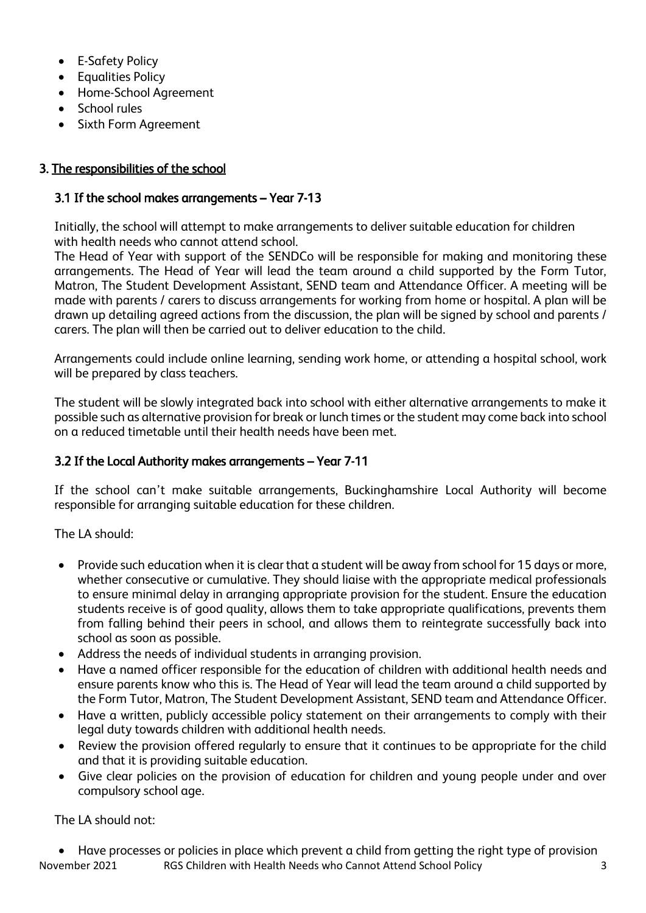- E-Safety Policy
- Equalities Policy
- Home-School Agreement
- School rules
- Sixth Form Agreement

## 3. The responsibilities of the school

### 3.1 If the school makes arrangements – Year 7-13

Initially, the school will attempt to make arrangements to deliver suitable education for children with health needs who cannot attend school.
The Head of Year with support of the SENDCo will be responsible for making and monitoring these arrangements. The Head of Year will lead the team around a child supported by the Form Tutor, Matron, The Student Development Assistant, SEND team and Attendance Officer. A meeting will be made with parents / carers to discuss arrangements for working from home or hospital. A plan will be drawn up detailing agreed actions from the discussion, the plan will be signed by school and parents / carers. The plan will then be carried out to deliver education to the child.

Arrangements could include online learning, sending work home, or attending a hospital school, work will be prepared by class teachers.

The student will be slowly integrated back into school with either alternative arrangements to make it possible such as alternative provision for break or lunch times or the student may come back into school on a reduced timetable until their health needs have been met.

### 3.2 If the Local Authority makes arrangements – Year 7-11

If the school can't make suitable arrangements, Buckinghamshire Local Authority will become responsible for arranging suitable education for these children.

The LA should:

- Provide such education when it is clear that a student will be away from school for 15 days or more, whether consecutive or cumulative. They should liaise with the appropriate medical professionals to ensure minimal delay in arranging appropriate provision for the student. Ensure the education students receive is of good quality, allows them to take appropriate qualifications, prevents them from falling behind their peers in school, and allows them to reintegrate successfully back into school as soon as possible.
- Address the needs of individual students in arranging provision.
- Have a named officer responsible for the education of children with additional health needs and ensure parents know who this is. The Head of Year will lead the team around a child supported by the Form Tutor, Matron, The Student Development Assistant, SEND team and Attendance Officer.
- Have a written, publicly accessible policy statement on their arrangements to comply with their legal duty towards children with additional health needs.
- Review the provision offered regularly to ensure that it continues to be appropriate for the child and that it is providing suitable education.
- Give clear policies on the provision of education for children and young people under and over compulsory school age.

The LA should not:

- Have processes or policies in place which prevent a child from getting the right type of provision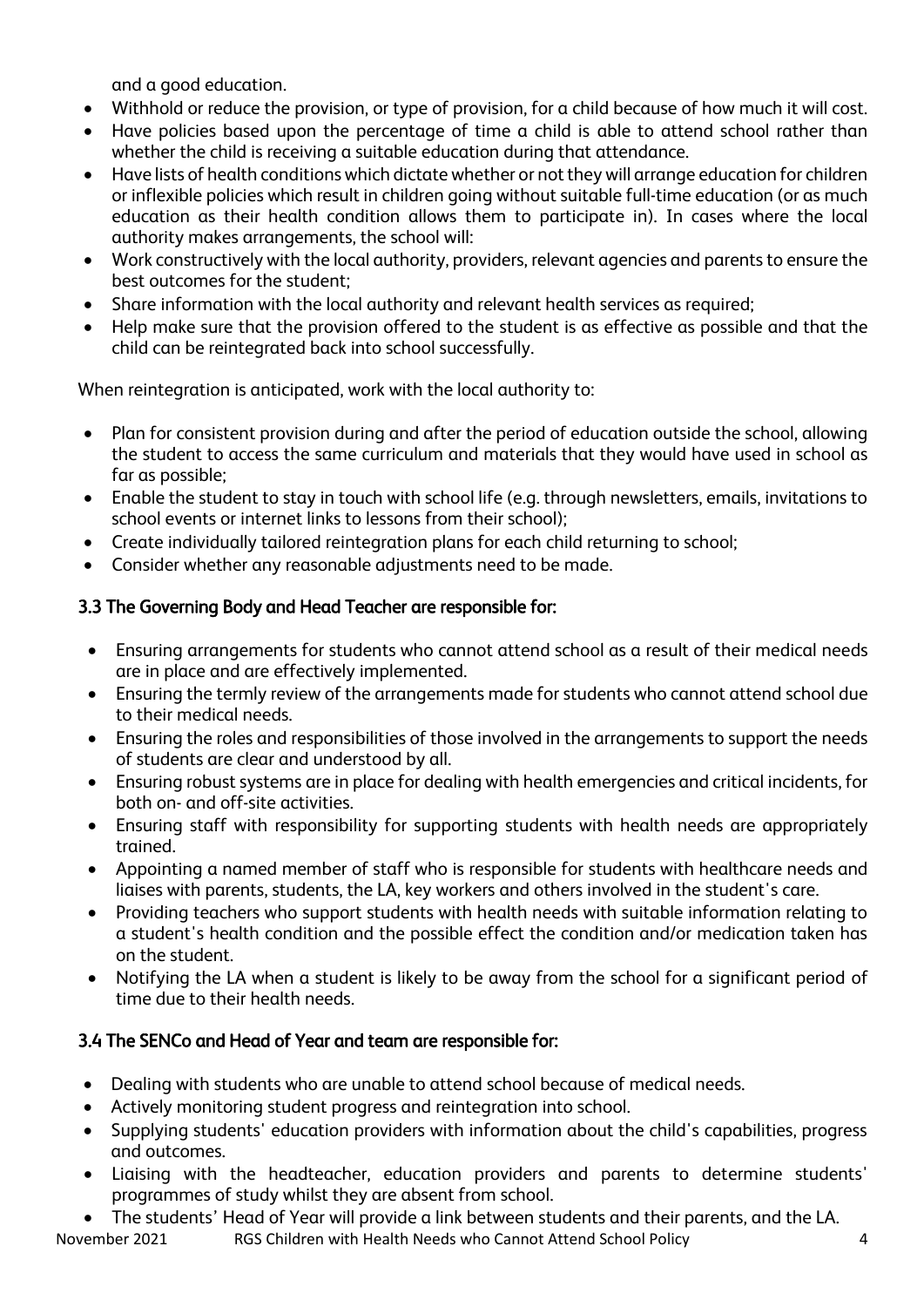and a good education.

- Withhold or reduce the provision, or type of provision, for a child because of how much it will cost.
- Have policies based upon the percentage of time a child is able to attend school rather than whether the child is receiving a suitable education during that attendance.
- Have lists of health conditions which dictate whether or not they will arrange education for children or inflexible policies which result in children going without suitable full-time education (or as much education as their health condition allows them to participate in). In cases where the local authority makes arrangements, the school will:
- Work constructively with the local authority, providers, relevant agencies and parents to ensure the best outcomes for the student;
- Share information with the local authority and relevant health services as required;
- Help make sure that the provision offered to the student is as effective as possible and that the child can be reintegrated back into school successfully.

When reintegration is anticipated, work with the local authority to:

- Plan for consistent provision during and after the period of education outside the school, allowing the student to access the same curriculum and materials that they would have used in school as far as possible;
- Enable the student to stay in touch with school life (e.g. through newsletters, emails, invitations to school events or internet links to lessons from their school);
- Create individually tailored reintegration plans for each child returning to school;
- Consider whether any reasonable adjustments need to be made.

### 3.3 The Governing Body and Head Teacher are responsible for:

- Ensuring arrangements for students who cannot attend school as a result of their medical needs are in place and are effectively implemented.
- Ensuring the termly review of the arrangements made for students who cannot attend school due to their medical needs.
- Ensuring the roles and responsibilities of those involved in the arrangements to support the needs of students are clear and understood by all.
- Ensuring robust systems are in place for dealing with health emergencies and critical incidents, for both on- and off-site activities.
- Ensuring staff with responsibility for supporting students with health needs are appropriately trained.
- Appointing a named member of staff who is responsible for students with healthcare needs and liaises with parents, students, the LA, key workers and others involved in the student's care.
- Providing teachers who support students with health needs with suitable information relating to a student's health condition and the possible effect the condition and/or medication taken has on the student.
- Notifying the LA when a student is likely to be away from the school for a significant period of time due to their health needs.

### 3.4 The SENCo and Head of Year and team are responsible for:

- Dealing with students who are unable to attend school because of medical needs.
- Actively monitoring student progress and reintegration into school.
- Supplying students' education providers with information about the child's capabilities, progress and outcomes.
- Liaising with the headteacher, education providers and parents to determine students' programmes of study whilst they are absent from school.
- The students' Head of Year will provide a link between students and their parents, and the LA.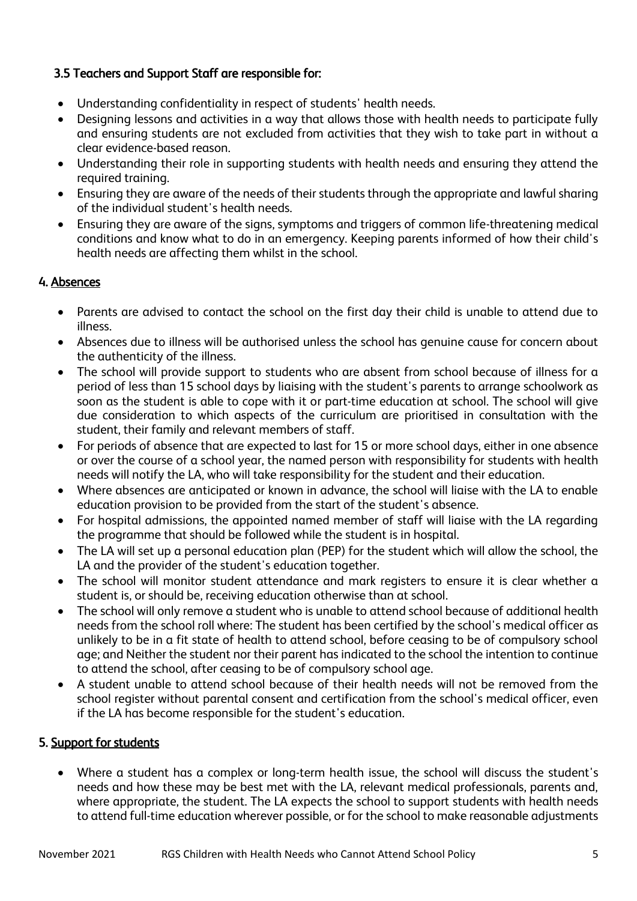### 3.5 Teachers and Support Staff are responsible for:

- Understanding confidentiality in respect of students' health needs.
- Designing lessons and activities in a way that allows those with health needs to participate fully and ensuring students are not excluded from activities that they wish to take part in without a clear evidence-based reason.
- Understanding their role in supporting students with health needs and ensuring they attend the required training.
- Ensuring they are aware of the needs of their students through the appropriate and lawful sharing of the individual student's health needs.
- Ensuring they are aware of the signs, symptoms and triggers of common life-threatening medical conditions and know what to do in an emergency. Keeping parents informed of how their child's health needs are affecting them whilst in the school.

## 4. Absences

- Parents are advised to contact the school on the first day their child is unable to attend due to illness.
- Absences due to illness will be authorised unless the school has genuine cause for concern about the authenticity of the illness.
- The school will provide support to students who are absent from school because of illness for a period of less than 15 school days by liaising with the student's parents to arrange schoolwork as soon as the student is able to cope with it or part-time education at school. The school will give due consideration to which aspects of the curriculum are prioritised in consultation with the student, their family and relevant members of staff.
- For periods of absence that are expected to last for 15 or more school days, either in one absence or over the course of a school year, the named person with responsibility for students with health needs will notify the LA, who will take responsibility for the student and their education.
- Where absences are anticipated or known in advance, the school will liaise with the LA to enable education provision to be provided from the start of the student's absence.
- For hospital admissions, the appointed named member of staff will liaise with the LA regarding the programme that should be followed while the student is in hospital.
- The LA will set up a personal education plan (PEP) for the student which will allow the school, the LA and the provider of the student's education together.
- The school will monitor student attendance and mark registers to ensure it is clear whether a student is, or should be, receiving education otherwise than at school.
- The school will only remove a student who is unable to attend school because of additional health needs from the school roll where: The student has been certified by the school's medical officer as unlikely to be in a fit state of health to attend school, before ceasing to be of compulsory school age; and Neither the student nor their parent has indicated to the school the intention to continue to attend the school, after ceasing to be of compulsory school age.
- A student unable to attend school because of their health needs will not be removed from the school register without parental consent and certification from the school's medical officer, even if the LA has become responsible for the student's education.

## 5. Support for students

- Where a student has a complex or long-term health issue, the school will discuss the student's needs and how these may be best met with the LA, relevant medical professionals, parents and, where appropriate, the student. The LA expects the school to support students with health needs to attend full-time education wherever possible, or for the school to make reasonable adjustments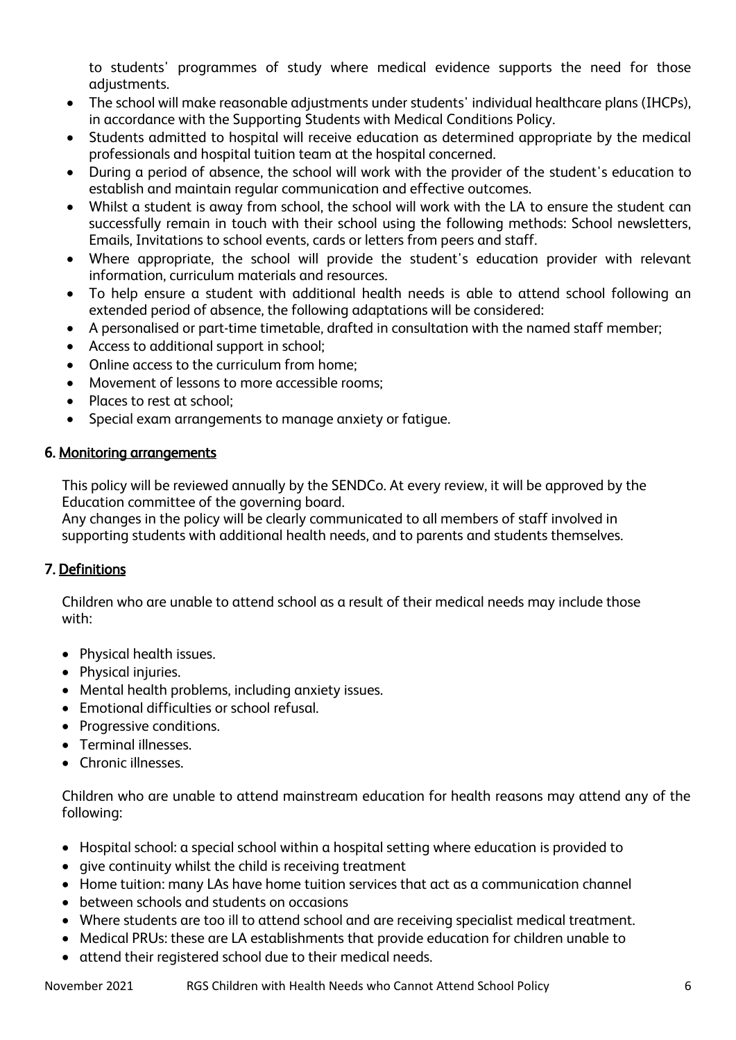to students' programmes of study where medical evidence supports the need for those adjustments.

- The school will make reasonable adjustments under students' individual healthcare plans (IHCPs), in accordance with the Supporting Students with Medical Conditions Policy.
- Students admitted to hospital will receive education as determined appropriate by the medical professionals and hospital tuition team at the hospital concerned.
- During a period of absence, the school will work with the provider of the student's education to establish and maintain regular communication and effective outcomes.
- Whilst a student is away from school, the school will work with the LA to ensure the student can successfully remain in touch with their school using the following methods: School newsletters, Emails, Invitations to school events, cards or letters from peers and staff.
- Where appropriate, the school will provide the student's education provider with relevant information, curriculum materials and resources.
- To help ensure a student with additional health needs is able to attend school following an extended period of absence, the following adaptations will be considered:
- A personalised or part-time timetable, drafted in consultation with the named staff member;
- Access to additional support in school;
- Online access to the curriculum from home;
- Movement of lessons to more accessible rooms;
- Places to rest at school;
- Special exam arrangements to manage anxiety or fatigue.

## 6. Monitoring arrangements

This policy will be reviewed annually by the SENDCo. At every review, it will be approved by the Education committee of the governing board.
Any changes in the policy will be clearly communicated to all members of staff involved in supporting students with additional health needs, and to parents and students themselves.

## 7. Definitions

Children who are unable to attend school as a result of their medical needs may include those with:

- Physical health issues.
- Physical injuries.
- Mental health problems, including anxiety issues.
- Emotional difficulties or school refusal.
- Progressive conditions.
- Terminal illnesses.
- Chronic illnesses.

Children who are unable to attend mainstream education for health reasons may attend any of the following:

- Hospital school: a special school within a hospital setting where education is provided to
- give continuity whilst the child is receiving treatment
- Home tuition: many LAs have home tuition services that act as a communication channel
- between schools and students on occasions
- Where students are too ill to attend school and are receiving specialist medical treatment.
- Medical PRUs: these are LA establishments that provide education for children unable to
- attend their registered school due to their medical needs.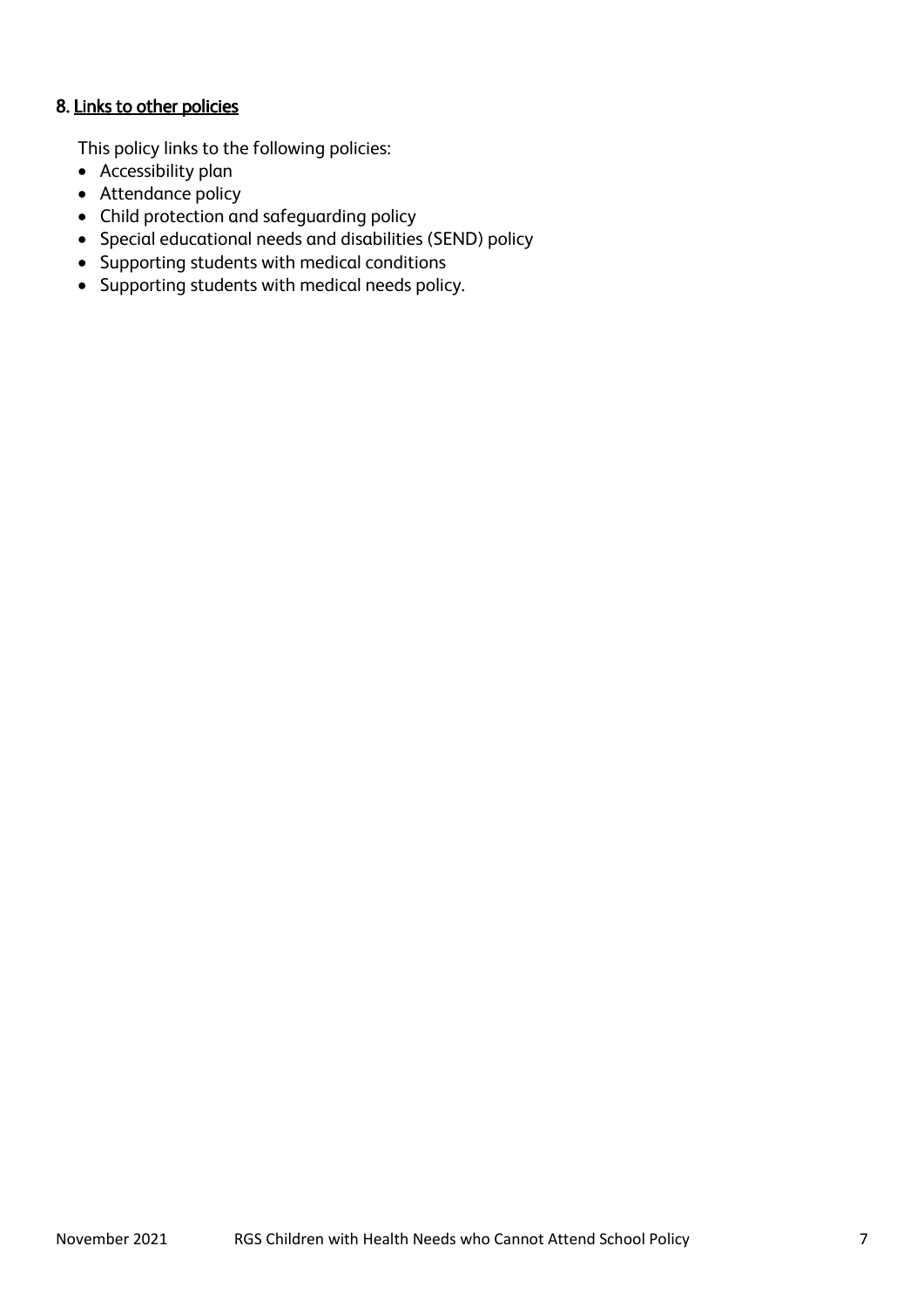## 8. Links to other policies

This policy links to the following policies:

- Accessibility plan
- Attendance policy
- Child protection and safeguarding policy
- Special educational needs and disabilities (SEND) policy
- Supporting students with medical conditions
- Supporting students with medical needs policy.